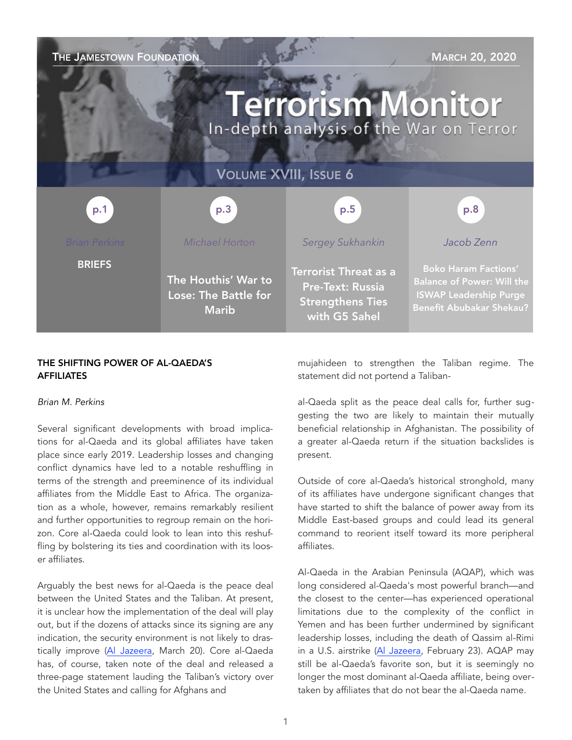THE JAMESTOWN FOUNDATION — MARCH 20, 2020

# Terrorism Monitor

In-depth analysis of the War on Terror

VOLUME XVIII, ISSUE 6

| p.1 | p.3 | p.5 | p.8 |
| --- | --- | --- | --- |
| *Brian Perkins* | *Michael Horton* | *Sergey Sukhankin* | *Jacob Zenn* |
| **BRIEFS** | **The Houthis' War to Lose: The Battle for Marib** | **Terrorist Threat as a Pre-Text: Russia Strengthens Ties with G5 Sahel** | **Boko Haram Factions' Balance of Power: Will the ISWAP Leadership Purge Benefit Abubakar Shekau?** |

## THE SHIFTING POWER OF AL-QAEDA'S AFFILIATES

*Brian M. Perkins*

Several significant developments with broad implications for al-Qaeda and its global affiliates have taken place since early 2019. Leadership losses and changing conflict dynamics have led to a notable reshuffling in terms of the strength and preeminence of its individual affiliates from the Middle East to Africa. The organization as a whole, however, remains remarkably resilient and further opportunities to regroup remain on the horizon. Core al-Qaeda could look to lean into this reshuffling by bolstering its ties and coordination with its looser affiliates.

Arguably the best news for al-Qaeda is the peace deal between the United States and the Taliban. At present, it is unclear how the implementation of the deal will play out, but if the dozens of attacks since its signing are any indication, the security environment is not likely to drastically improve ([Al Jazeera](), March 20). Core al-Qaeda has, of course, taken note of the deal and released a three-page statement lauding the Taliban's victory over the United States and calling for Afghans and mujahideen to strengthen the Taliban regime. The statement did not portend a Taliban-al-Qaeda split as the peace deal calls for, further suggesting the two are likely to maintain their mutually beneficial relationship in Afghanistan. The possibility of a greater al-Qaeda return if the situation backslides is present.

Outside of core al-Qaeda's historical stronghold, many of its affiliates have undergone significant changes that have started to shift the balance of power away from its Middle East-based groups and could lead its general command to reorient itself toward its more peripheral affiliates.

Al-Qaeda in the Arabian Peninsula (AQAP), which was long considered al-Qaeda's most powerful branch—and the closest to the center—has experienced operational limitations due to the complexity of the conflict in Yemen and has been further undermined by significant leadership losses, including the death of Qassim al-Rimi in a U.S. airstrike ([Al Jazeera](), February 23). AQAP may still be al-Qaeda's favorite son, but it is seemingly no longer the most dominant al-Qaeda affiliate, being overtaken by affiliates that do not bear the al-Qaeda name.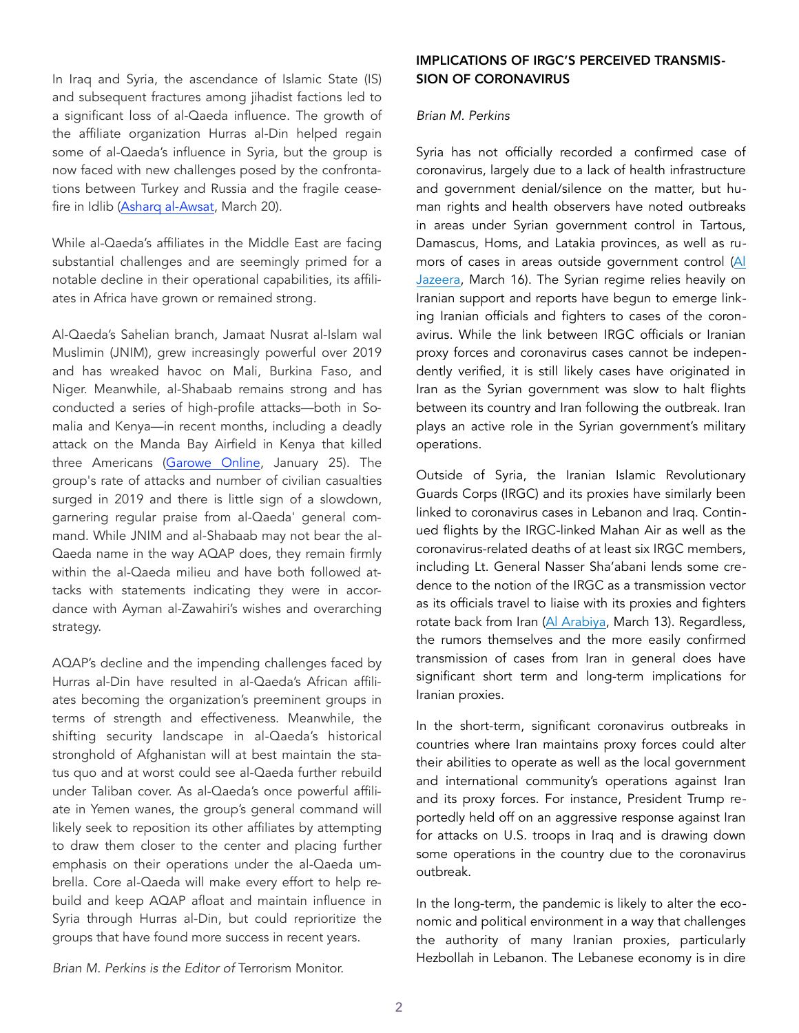In Iraq and Syria, the ascendance of Islamic State (IS) and subsequent fractures among jihadist factions led to a significant loss of al-Qaeda influence. The growth of the affiliate organization Hurras al-Din helped regain some of al-Qaeda's influence in Syria, but the group is now faced with new challenges posed by the confrontations between Turkey and Russia and the fragile ceasefire in Idlib (Asharq al-Awsat, March 20).

While al-Qaeda's affiliates in the Middle East are facing substantial challenges and are seemingly primed for a notable decline in their operational capabilities, its affiliates in Africa have grown or remained strong.

Al-Qaeda's Sahelian branch, Jamaat Nusrat al-Islam wal Muslimin (JNIM), grew increasingly powerful over 2019 and has wreaked havoc on Mali, Burkina Faso, and Niger. Meanwhile, al-Shabaab remains strong and has conducted a series of high-profile attacks—both in Somalia and Kenya—in recent months, including a deadly attack on the Manda Bay Airfield in Kenya that killed three Americans (Garowe Online, January 25). The group's rate of attacks and number of civilian casualties surged in 2019 and there is little sign of a slowdown, garnering regular praise from al-Qaeda' general command. While JNIM and al-Shabaab may not bear the al-Qaeda name in the way AQAP does, they remain firmly within the al-Qaeda milieu and have both followed attacks with statements indicating they were in accordance with Ayman al-Zawahiri's wishes and overarching strategy.

AQAP's decline and the impending challenges faced by Hurras al-Din have resulted in al-Qaeda's African affiliates becoming the organization's preeminent groups in terms of strength and effectiveness. Meanwhile, the shifting security landscape in al-Qaeda's historical stronghold of Afghanistan will at best maintain the status quo and at worst could see al-Qaeda further rebuild under Taliban cover. As al-Qaeda's once powerful affiliate in Yemen wanes, the group's general command will likely seek to reposition its other affiliates by attempting to draw them closer to the center and placing further emphasis on their operations under the al-Qaeda umbrella. Core al-Qaeda will make every effort to help rebuild and keep AQAP afloat and maintain influence in Syria through Hurras al-Din, but could reprioritize the groups that have found more success in recent years.

*Brian M. Perkins is the Editor of* Terrorism Monitor.

## IMPLICATIONS OF IRGC'S PERCEIVED TRANSMISSION OF CORONAVIRUS

*Brian M. Perkins*

Syria has not officially recorded a confirmed case of coronavirus, largely due to a lack of health infrastructure and government denial/silence on the matter, but human rights and health observers have noted outbreaks in areas under Syrian government control in Tartous, Damascus, Homs, and Latakia provinces, as well as rumors of cases in areas outside government control (Al Jazeera, March 16). The Syrian regime relies heavily on Iranian support and reports have begun to emerge linking Iranian officials and fighters to cases of the coronavirus. While the link between IRGC officials or Iranian proxy forces and coronavirus cases cannot be independently verified, it is still likely cases have originated in Iran as the Syrian government was slow to halt flights between its country and Iran following the outbreak. Iran plays an active role in the Syrian government's military operations.

Outside of Syria, the Iranian Islamic Revolutionary Guards Corps (IRGC) and its proxies have similarly been linked to coronavirus cases in Lebanon and Iraq. Continued flights by the IRGC-linked Mahan Air as well as the coronavirus-related deaths of at least six IRGC members, including Lt. General Nasser Sha'abani lends some credence to the notion of the IRGC as a transmission vector as its officials travel to liaise with its proxies and fighters rotate back from Iran (Al Arabiya, March 13). Regardless, the rumors themselves and the more easily confirmed transmission of cases from Iran in general does have significant short term and long-term implications for Iranian proxies.

In the short-term, significant coronavirus outbreaks in countries where Iran maintains proxy forces could alter their abilities to operate as well as the local government and international community's operations against Iran and its proxy forces. For instance, President Trump reportedly held off on an aggressive response against Iran for attacks on U.S. troops in Iraq and is drawing down some operations in the country due to the coronavirus outbreak.

In the long-term, the pandemic is likely to alter the economic and political environment in a way that challenges the authority of many Iranian proxies, particularly Hezbollah in Lebanon. The Lebanese economy is in dire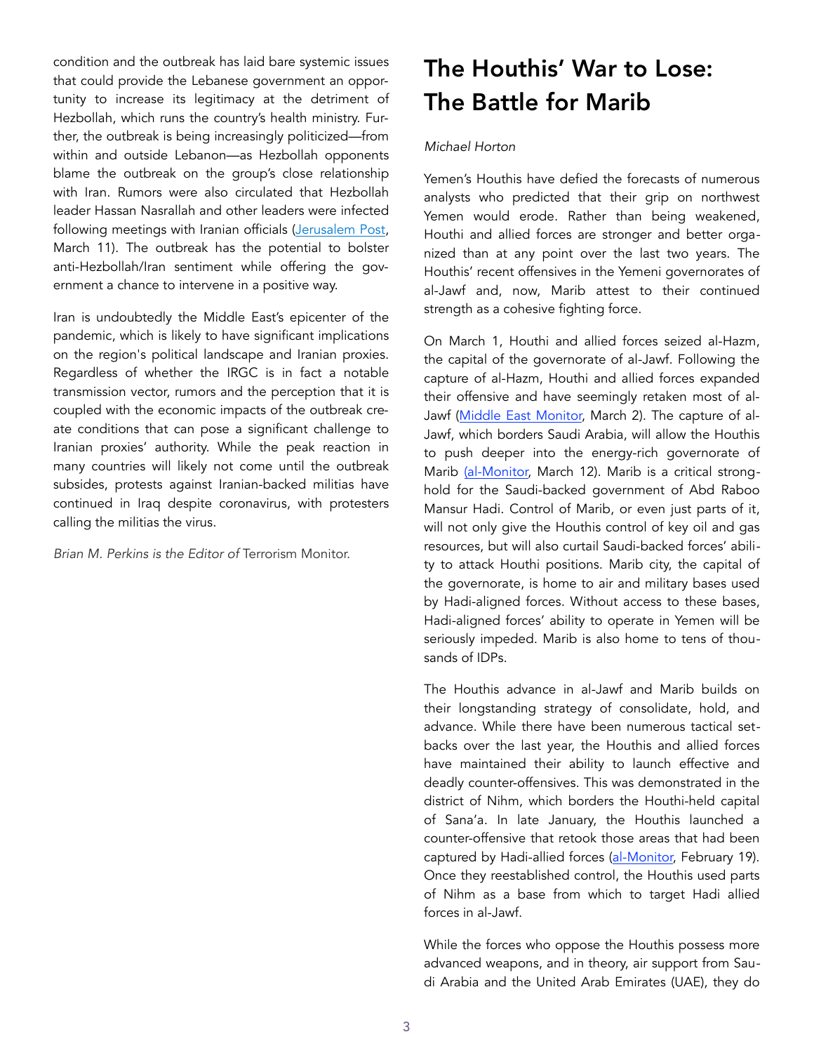condition and the outbreak has laid bare systemic issues that could provide the Lebanese government an opportunity to increase its legitimacy at the detriment of Hezbollah, which runs the country's health ministry. Further, the outbreak is being increasingly politicized—from within and outside Lebanon—as Hezbollah opponents blame the outbreak on the group's close relationship with Iran. Rumors were also circulated that Hezbollah leader Hassan Nasrallah and other leaders were infected following meetings with Iranian officials (Jerusalem Post, March 11). The outbreak has the potential to bolster anti-Hezbollah/Iran sentiment while offering the government a chance to intervene in a positive way.

Iran is undoubtedly the Middle East's epicenter of the pandemic, which is likely to have significant implications on the region's political landscape and Iranian proxies. Regardless of whether the IRGC is in fact a notable transmission vector, rumors and the perception that it is coupled with the economic impacts of the outbreak create conditions that can pose a significant challenge to Iranian proxies' authority. While the peak reaction in many countries will likely not come until the outbreak subsides, protests against Iranian-backed militias have continued in Iraq despite coronavirus, with protesters calling the militias the virus.

*Brian M. Perkins is the Editor of* Terrorism Monitor.

# The Houthis' War to Lose: The Battle for Marib

*Michael Horton*

Yemen's Houthis have defied the forecasts of numerous analysts who predicted that their grip on northwest Yemen would erode. Rather than being weakened, Houthi and allied forces are stronger and better organized than at any point over the last two years. The Houthis' recent offensives in the Yemeni governorates of al-Jawf and, now, Marib attest to their continued strength as a cohesive fighting force.

On March 1, Houthi and allied forces seized al-Hazm, the capital of the governorate of al-Jawf. Following the capture of al-Hazm, Houthi and allied forces expanded their offensive and have seemingly retaken most of al-Jawf (Middle East Monitor, March 2). The capture of al-Jawf, which borders Saudi Arabia, will allow the Houthis to push deeper into the energy-rich governorate of Marib (al-Monitor, March 12). Marib is a critical stronghold for the Saudi-backed government of Abd Raboo Mansur Hadi. Control of Marib, or even just parts of it, will not only give the Houthis control of key oil and gas resources, but will also curtail Saudi-backed forces' ability to attack Houthi positions. Marib city, the capital of the governorate, is home to air and military bases used by Hadi-aligned forces. Without access to these bases, Hadi-aligned forces' ability to operate in Yemen will be seriously impeded. Marib is also home to tens of thousands of IDPs.

The Houthis advance in al-Jawf and Marib builds on their longstanding strategy of consolidate, hold, and advance. While there have been numerous tactical setbacks over the last year, the Houthis and allied forces have maintained their ability to launch effective and deadly counter-offensives. This was demonstrated in the district of Nihm, which borders the Houthi-held capital of Sana'a. In late January, the Houthis launched a counter-offensive that retook those areas that had been captured by Hadi-allied forces (al-Monitor, February 19). Once they reestablished control, the Houthis used parts of Nihm as a base from which to target Hadi allied forces in al-Jawf.

While the forces who oppose the Houthis possess more advanced weapons, and in theory, air support from Saudi Arabia and the United Arab Emirates (UAE), they do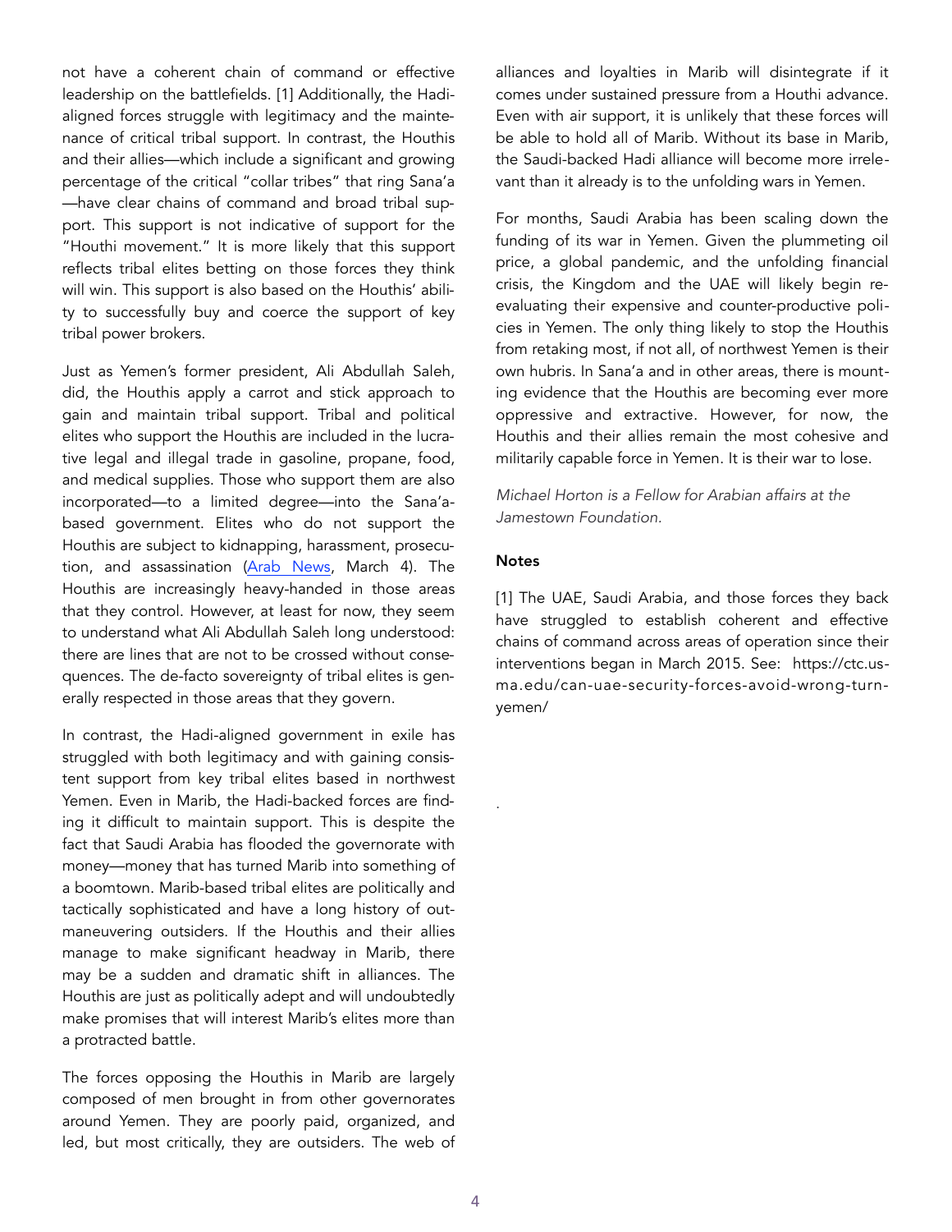not have a coherent chain of command or effective leadership on the battlefields. [1] Additionally, the Hadi-aligned forces struggle with legitimacy and the maintenance of critical tribal support. In contrast, the Houthis and their allies—which include a significant and growing percentage of the critical "collar tribes" that ring Sana'a—have clear chains of command and broad tribal support. This support is not indicative of support for the "Houthi movement." It is more likely that this support reflects tribal elites betting on those forces they think will win. This support is also based on the Houthis' ability to successfully buy and coerce the support of key tribal power brokers.

Just as Yemen's former president, Ali Abdullah Saleh, did, the Houthis apply a carrot and stick approach to gain and maintain tribal support. Tribal and political elites who support the Houthis are included in the lucrative legal and illegal trade in gasoline, propane, food, and medical supplies. Those who support them are also incorporated—to a limited degree—into the Sana'a-based government. Elites who do not support the Houthis are subject to kidnapping, harassment, prosecution, and assassination (Arab News, March 4). The Houthis are increasingly heavy-handed in those areas that they control. However, at least for now, they seem to understand what Ali Abdullah Saleh long understood: there are lines that are not to be crossed without consequences. The de-facto sovereignty of tribal elites is generally respected in those areas that they govern.

In contrast, the Hadi-aligned government in exile has struggled with both legitimacy and with gaining consistent support from key tribal elites based in northwest Yemen. Even in Marib, the Hadi-backed forces are finding it difficult to maintain support. This is despite the fact that Saudi Arabia has flooded the governorate with money—money that has turned Marib into something of a boomtown. Marib-based tribal elites are politically and tactically sophisticated and have a long history of outmaneuvering outsiders. If the Houthis and their allies manage to make significant headway in Marib, there may be a sudden and dramatic shift in alliances. The Houthis are just as politically adept and will undoubtedly make promises that will interest Marib's elites more than a protracted battle.

The forces opposing the Houthis in Marib are largely composed of men brought in from other governorates around Yemen. They are poorly paid, organized, and led, but most critically, they are outsiders. The web of alliances and loyalties in Marib will disintegrate if it comes under sustained pressure from a Houthi advance. Even with air support, it is unlikely that these forces will be able to hold all of Marib. Without its base in Marib, the Saudi-backed Hadi alliance will become more irrelevant than it already is to the unfolding wars in Yemen.

For months, Saudi Arabia has been scaling down the funding of its war in Yemen. Given the plummeting oil price, a global pandemic, and the unfolding financial crisis, the Kingdom and the UAE will likely begin re-evaluating their expensive and counter-productive policies in Yemen. The only thing likely to stop the Houthis from retaking most, if not all, of northwest Yemen is their own hubris. In Sana'a and in other areas, there is mounting evidence that the Houthis are becoming ever more oppressive and extractive. However, for now, the Houthis and their allies remain the most cohesive and militarily capable force in Yemen. It is their war to lose.

*Michael Horton is a Fellow for Arabian affairs at the Jamestown Foundation.*

**Notes**

[1] The UAE, Saudi Arabia, and those forces they back have struggled to establish coherent and effective chains of command across areas of operation since their interventions began in March 2015. See: https://ctc.usma.edu/can-uae-security-forces-avoid-wrong-turn-yemen/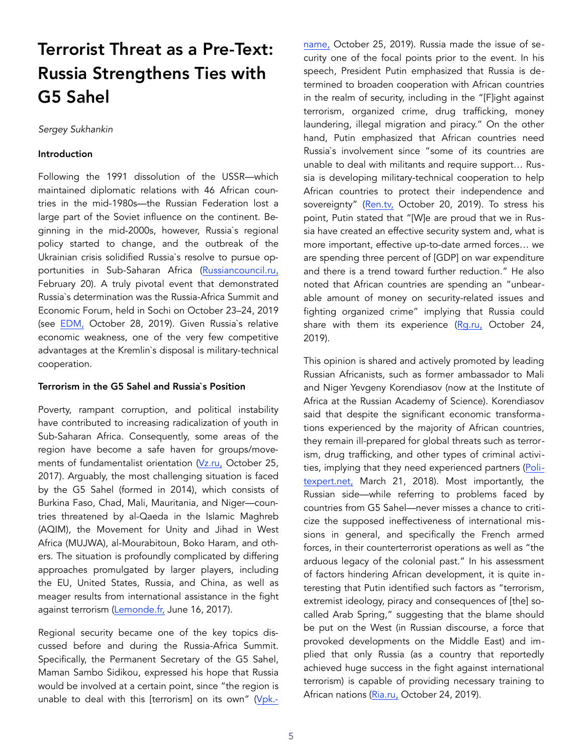# Terrorist Threat as a Pre-Text: Russia Strengthens Ties with G5 Sahel

*Sergey Sukhankin*

**Introduction**

Following the 1991 dissolution of the USSR—which maintained diplomatic relations with 46 African countries in the mid-1980s—the Russian Federation lost a large part of the Soviet influence on the continent. Beginning in the mid-2000s, however, Russia`s regional policy started to change, and the outbreak of the Ukrainian crisis solidified Russia`s resolve to pursue opportunities in Sub-Saharan Africa (Russiancouncil.ru, February 20). A truly pivotal event that demonstrated Russia`s determination was the Russia-Africa Summit and Economic Forum, held in Sochi on October 23–24, 2019 (see EDM, October 28, 2019). Given Russia`s relative economic weakness, one of the very few competitive advantages at the Kremlin`s disposal is military-technical cooperation.

**Terrorism in the G5 Sahel and Russia`s Position**

Poverty, rampant corruption, and political instability have contributed to increasing radicalization of youth in Sub-Saharan Africa. Consequently, some areas of the region have become a safe haven for groups/movements of fundamentalist orientation (Vz.ru, October 25, 2017). Arguably, the most challenging situation is faced by the G5 Sahel (formed in 2014), which consists of Burkina Faso, Chad, Mali, Mauritania, and Niger—countries threatened by al-Qaeda in the Islamic Maghreb (AQIM), the Movement for Unity and Jihad in West Africa (MUJWA), al-Mourabitoun, Boko Haram, and others. The situation is profoundly complicated by differing approaches promulgated by larger players, including the EU, United States, Russia, and China, as well as meager results from international assistance in the fight against terrorism (Lemonde.fr, June 16, 2017).

Regional security became one of the key topics discussed before and during the Russia-Africa Summit. Specifically, the Permanent Secretary of the G5 Sahel, Maman Sambo Sidikou, expressed his hope that Russia would be involved at a certain point, since "the region is unable to deal with this [terrorism] on its own" (Vpk-name, October 25, 2019). Russia made the issue of security one of the focal points prior to the event. In his speech, President Putin emphasized that Russia is determined to broaden cooperation with African countries in the realm of security, including in the "[F]ight against terrorism, organized crime, drug trafficking, money laundering, illegal migration and piracy." On the other hand, Putin emphasized that African countries need Russia`s involvement since "some of its countries are unable to deal with militants and require support… Russia is developing military-technical cooperation to help African countries to protect their independence and sovereignty" (Ren.tv, October 20, 2019). To stress his point, Putin stated that "[W]e are proud that we in Russia have created an effective security system and, what is more important, effective up-to-date armed forces… we are spending three percent of [GDP] on war expenditure and there is a trend toward further reduction." He also noted that African countries are spending an "unbearable amount of money on security-related issues and fighting organized crime" implying that Russia could share with them its experience (Rg.ru, October 24, 2019).

This opinion is shared and actively promoted by leading Russian Africanists, such as former ambassador to Mali and Niger Yevgeny Korendiasov (now at the Institute of Africa at the Russian Academy of Science). Korendiasov said that despite the significant economic transformations experienced by the majority of African countries, they remain ill-prepared for global threats such as terrorism, drug trafficking, and other types of criminal activities, implying that they need experienced partners (Politexpert.net, March 21, 2018). Most importantly, the Russian side—while referring to problems faced by countries from G5 Sahel—never misses a chance to criticize the supposed ineffectiveness of international missions in general, and specifically the French armed forces, in their counterterrorist operations as well as "the arduous legacy of the colonial past." In his assessment of factors hindering African development, it is quite interesting that Putin identified such factors as "terrorism, extremist ideology, piracy and consequences of [the] so-called Arab Spring," suggesting that the blame should be put on the West (in Russian discourse, a force that provoked developments on the Middle East) and implied that only Russia (as a country that reportedly achieved huge success in the fight against international terrorism) is capable of providing necessary training to African nations (Ria.ru, October 24, 2019).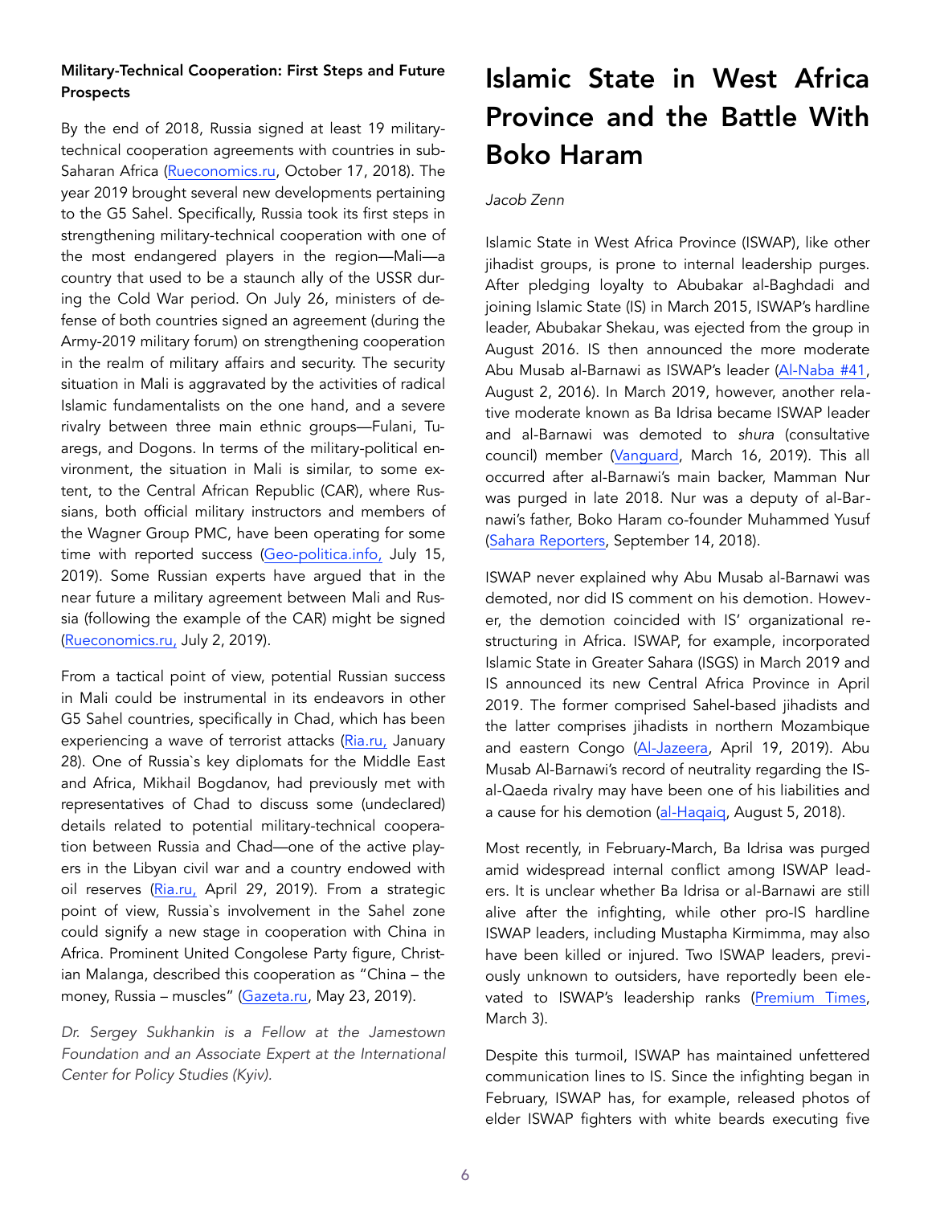**Military-Technical Cooperation: First Steps and Future Prospects**

By the end of 2018, Russia signed at least 19 military-technical cooperation agreements with countries in sub-Saharan Africa (Rueconomics.ru, October 17, 2018). The year 2019 brought several new developments pertaining to the G5 Sahel. Specifically, Russia took its first steps in strengthening military-technical cooperation with one of the most endangered players in the region—Mali—a country that used to be a staunch ally of the USSR during the Cold War period. On July 26, ministers of defense of both countries signed an agreement (during the Army-2019 military forum) on strengthening cooperation in the realm of military affairs and security. The security situation in Mali is aggravated by the activities of radical Islamic fundamentalists on the one hand, and a severe rivalry between three main ethnic groups—Fulani, Tuaregs, and Dogons. In terms of the military-political environment, the situation in Mali is similar, to some extent, to the Central African Republic (CAR), where Russians, both official military instructors and members of the Wagner Group PMC, have been operating for some time with reported success (Geo-politica.info, July 15, 2019). Some Russian experts have argued that in the near future a military agreement between Mali and Russia (following the example of the CAR) might be signed (Rueconomics.ru, July 2, 2019).

From a tactical point of view, potential Russian success in Mali could be instrumental in its endeavors in other G5 Sahel countries, specifically in Chad, which has been experiencing a wave of terrorist attacks (Ria.ru, January 28). One of Russia`s key diplomats for the Middle East and Africa, Mikhail Bogdanov, had previously met with representatives of Chad to discuss some (undeclared) details related to potential military-technical cooperation between Russia and Chad—one of the active players in the Libyan civil war and a country endowed with oil reserves (Ria.ru, April 29, 2019). From a strategic point of view, Russia`s involvement in the Sahel zone could signify a new stage in cooperation with China in Africa. Prominent United Congolese Party figure, Christian Malanga, described this cooperation as "China – the money, Russia – muscles" (Gazeta.ru, May 23, 2019).

*Dr. Sergey Sukhankin is a Fellow at the Jamestown Foundation and an Associate Expert at the International Center for Policy Studies (Kyiv).*

# Islamic State in West Africa Province and the Battle With Boko Haram

*Jacob Zenn*

Islamic State in West Africa Province (ISWAP), like other jihadist groups, is prone to internal leadership purges. After pledging loyalty to Abubakar al-Baghdadi and joining Islamic State (IS) in March 2015, ISWAP's hardline leader, Abubakar Shekau, was ejected from the group in August 2016. IS then announced the more moderate Abu Musab al-Barnawi as ISWAP's leader (Al-Naba #41, August 2, 2016). In March 2019, however, another relative moderate known as Ba Idrisa became ISWAP leader and al-Barnawi was demoted to *shura* (consultative council) member (Vanguard, March 16, 2019). This all occurred after al-Barnawi's main backer, Mamman Nur was purged in late 2018. Nur was a deputy of al-Barnawi's father, Boko Haram co-founder Muhammed Yusuf (Sahara Reporters, September 14, 2018).

ISWAP never explained why Abu Musab al-Barnawi was demoted, nor did IS comment on his demotion. However, the demotion coincided with IS' organizational restructuring in Africa. ISWAP, for example, incorporated Islamic State in Greater Sahara (ISGS) in March 2019 and IS announced its new Central Africa Province in April 2019. The former comprised Sahel-based jihadists and the latter comprises jihadists in northern Mozambique and eastern Congo (Al-Jazeera, April 19, 2019). Abu Musab Al-Barnawi's record of neutrality regarding the IS-al-Qaeda rivalry may have been one of his liabilities and a cause for his demotion (al-Haqaiq, August 5, 2018).

Most recently, in February-March, Ba Idrisa was purged amid widespread internal conflict among ISWAP leaders. It is unclear whether Ba Idrisa or al-Barnawi are still alive after the infighting, while other pro-IS hardline ISWAP leaders, including Mustapha Kirmimma, may also have been killed or injured. Two ISWAP leaders, previously unknown to outsiders, have reportedly been elevated to ISWAP's leadership ranks (Premium Times, March 3).

Despite this turmoil, ISWAP has maintained unfettered communication lines to IS. Since the infighting began in February, ISWAP has, for example, released photos of elder ISWAP fighters with white beards executing five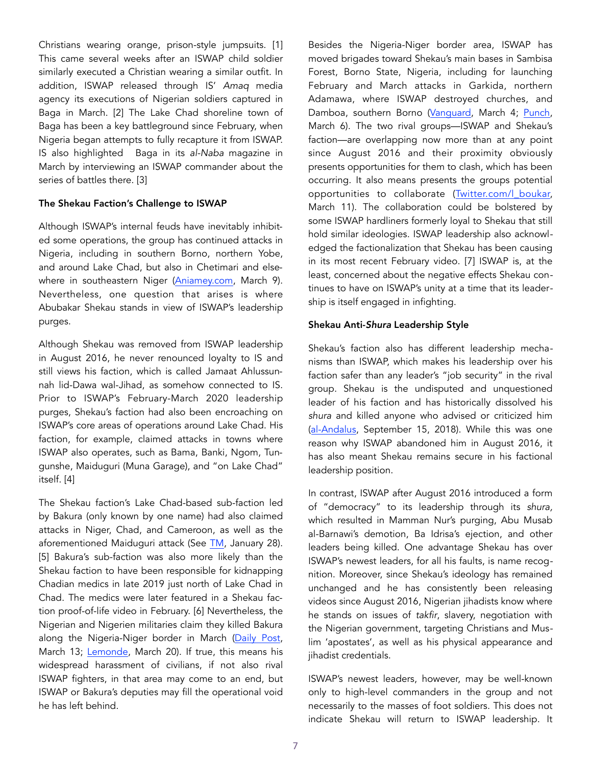Christians wearing orange, prison-style jumpsuits. [1] This came several weeks after an ISWAP child soldier similarly executed a Christian wearing a similar outfit. In addition, ISWAP released through IS' *Amaq* media agency its executions of Nigerian soldiers captured in Baga in March. [2] The Lake Chad shoreline town of Baga has been a key battleground since February, when Nigeria began attempts to fully recapture it from ISWAP. IS also highlighted Baga in its *al-Naba* magazine in March by interviewing an ISWAP commander about the series of battles there. [3]

### The Shekau Faction's Challenge to ISWAP

Although ISWAP's internal feuds have inevitably inhibited some operations, the group has continued attacks in Nigeria, including in southern Borno, northern Yobe, and around Lake Chad, but also in Chetimari and elsewhere in southeastern Niger (Aniamey.com, March 9). Nevertheless, one question that arises is where Abubakar Shekau stands in view of ISWAP's leadership purges.

Although Shekau was removed from ISWAP leadership in August 2016, he never renounced loyalty to IS and still views his faction, which is called Jamaat Ahlussunnah lid-Dawa wal-Jihad, as somehow connected to IS. Prior to ISWAP's February-March 2020 leadership purges, Shekau's faction had also been encroaching on ISWAP's core areas of operations around Lake Chad. His faction, for example, claimed attacks in towns where ISWAP also operates, such as Bama, Banki, Ngom, Tungunshe, Maiduguri (Muna Garage), and "on Lake Chad" itself. [4]

The Shekau faction's Lake Chad-based sub-faction led by Bakura (only known by one name) had also claimed attacks in Niger, Chad, and Cameroon, as well as the aforementioned Maiduguri attack (See TM, January 28). [5] Bakura's sub-faction was also more likely than the Shekau faction to have been responsible for kidnapping Chadian medics in late 2019 just north of Lake Chad in Chad. The medics were later featured in a Shekau faction proof-of-life video in February. [6] Nevertheless, the Nigerian and Nigerien militaries claim they killed Bakura along the Nigeria-Niger border in March (Daily Post, March 13; Lemonde, March 20). If true, this means his widespread harassment of civilians, if not also rival ISWAP fighters, in that area may come to an end, but ISWAP or Bakura's deputies may fill the operational void he has left behind.

Besides the Nigeria-Niger border area, ISWAP has moved brigades toward Shekau's main bases in Sambisa Forest, Borno State, Nigeria, including for launching February and March attacks in Garkida, northern Adamawa, where ISWAP destroyed churches, and Damboa, southern Borno (Vanguard, March 4; Punch, March 6). The two rival groups—ISWAP and Shekau's faction—are overlapping now more than at any point since August 2016 and their proximity obviously presents opportunities for them to clash, which has been occurring. It also means presents the groups potential opportunities to collaborate (Twitter.com/I_boukar, March 11). The collaboration could be bolstered by some ISWAP hardliners formerly loyal to Shekau that still hold similar ideologies. ISWAP leadership also acknowledged the factionalization that Shekau has been causing in its most recent February video. [7] ISWAP is, at the least, concerned about the negative effects Shekau continues to have on ISWAP's unity at a time that its leadership is itself engaged in infighting.

### Shekau Anti-*Shura* Leadership Style

Shekau's faction also has different leadership mechanisms than ISWAP, which makes his leadership over his faction safer than any leader's "job security" in the rival group. Shekau is the undisputed and unquestioned leader of his faction and has historically dissolved his *shura* and killed anyone who advised or criticized him (al-Andalus, September 15, 2018). While this was one reason why ISWAP abandoned him in August 2016, it has also meant Shekau remains secure in his factional leadership position.

In contrast, ISWAP after August 2016 introduced a form of "democracy" to its leadership through its *shura,* which resulted in Mamman Nur's purging, Abu Musab al-Barnawi's demotion, Ba Idrisa's ejection, and other leaders being killed. One advantage Shekau has over ISWAP's newest leaders, for all his faults, is name recognition. Moreover, since Shekau's ideology has remained unchanged and he has consistently been releasing videos since August 2016, Nigerian jihadists know where he stands on issues of *takfir*, slavery, negotiation with the Nigerian government, targeting Christians and Muslim 'apostates', as well as his physical appearance and jihadist credentials.

ISWAP's newest leaders, however, may be well-known only to high-level commanders in the group and not necessarily to the masses of foot soldiers. This does not indicate Shekau will return to ISWAP leadership. It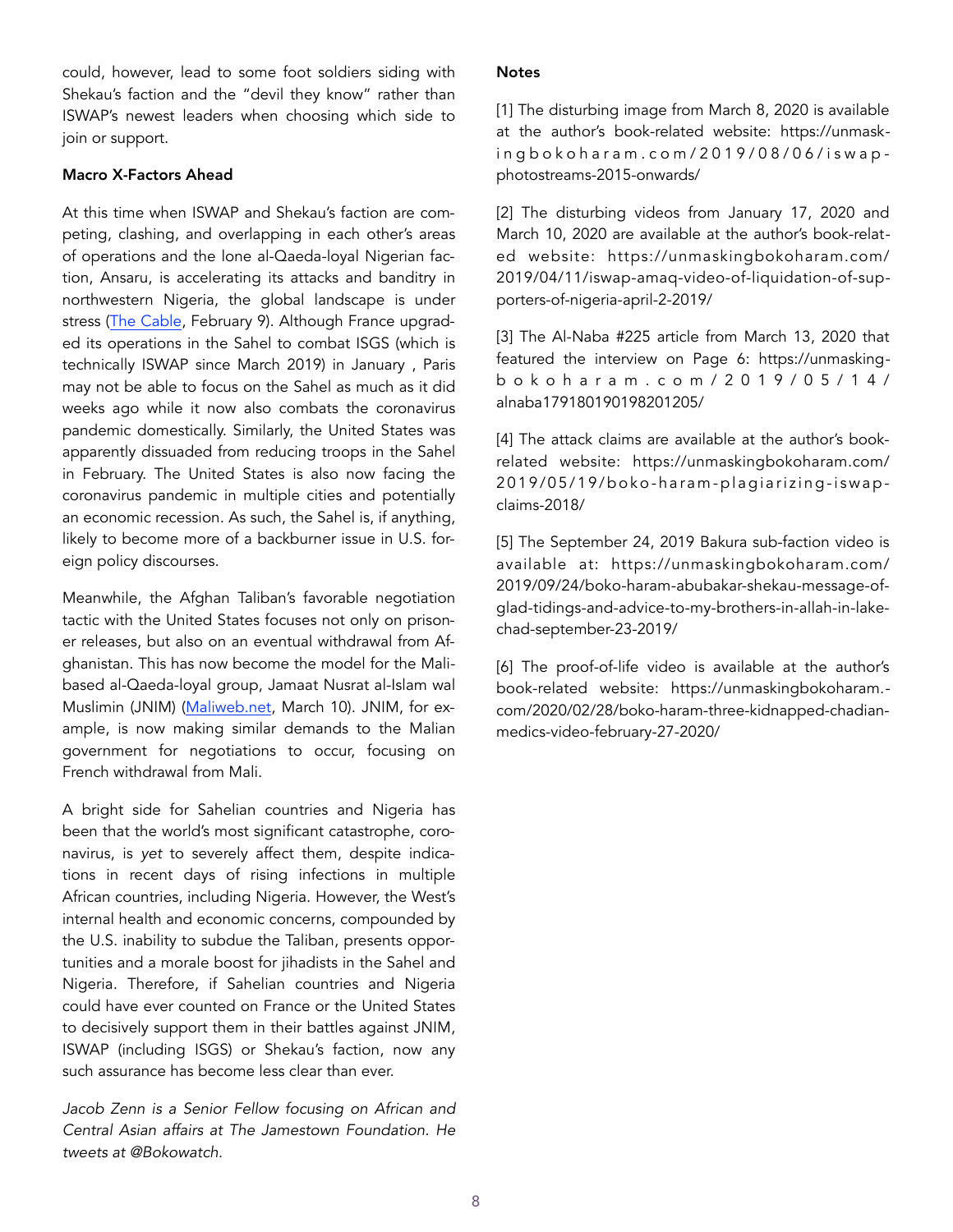could, however, lead to some foot soldiers siding with Shekau's faction and the "devil they know" rather than ISWAP's newest leaders when choosing which side to join or support.

**Macro X-Factors Ahead**

At this time when ISWAP and Shekau's faction are competing, clashing, and overlapping in each other's areas of operations and the lone al-Qaeda-loyal Nigerian faction, Ansaru, is accelerating its attacks and banditry in northwestern Nigeria, the global landscape is under stress (The Cable, February 9). Although France upgraded its operations in the Sahel to combat ISGS (which is technically ISWAP since March 2019) in January , Paris may not be able to focus on the Sahel as much as it did weeks ago while it now also combats the coronavirus pandemic domestically. Similarly, the United States was apparently dissuaded from reducing troops in the Sahel in February. The United States is also now facing the coronavirus pandemic in multiple cities and potentially an economic recession. As such, the Sahel is, if anything, likely to become more of a backburner issue in U.S. foreign policy discourses.

Meanwhile, the Afghan Taliban's favorable negotiation tactic with the United States focuses not only on prisoner releases, but also on an eventual withdrawal from Afghanistan. This has now become the model for the Mali-based al-Qaeda-loyal group, Jamaat Nusrat al-Islam wal Muslimin (JNIM) (Maliweb.net, March 10). JNIM, for example, is now making similar demands to the Malian government for negotiations to occur, focusing on French withdrawal from Mali.

A bright side for Sahelian countries and Nigeria has been that the world's most significant catastrophe, coronavirus, is *yet* to severely affect them, despite indications in recent days of rising infections in multiple African countries, including Nigeria. However, the West's internal health and economic concerns, compounded by the U.S. inability to subdue the Taliban, presents opportunities and a morale boost for jihadists in the Sahel and Nigeria. Therefore, if Sahelian countries and Nigeria could have ever counted on France or the United States to decisively support them in their battles against JNIM, ISWAP (including ISGS) or Shekau's faction, now any such assurance has become less clear than ever.

*Jacob Zenn is a Senior Fellow focusing on African and Central Asian affairs at The Jamestown Foundation. He tweets at @Bokowatch.*

**Notes**

[1] The disturbing image from March 8, 2020 is available at the author's book-related website: https://unmaskingbokoharam.com/2019/08/06/iswap-photostreams-2015-onwards/

[2] The disturbing videos from January 17, 2020 and March 10, 2020 are available at the author's book-related website: https://unmaskingbokoharam.com/2019/04/11/iswap-amaq-video-of-liquidation-of-supporters-of-nigeria-april-2-2019/

[3] The Al-Naba #225 article from March 13, 2020 that featured the interview on Page 6: https://unmaskingbokoharam.com/2019/05/14/alnaba179180190198201205/

[4] The attack claims are available at the author's book-related website: https://unmaskingbokoharam.com/2019/05/19/boko-haram-plagiarizing-iswap-claims-2018/

[5] The September 24, 2019 Bakura sub-faction video is available at: https://unmaskingbokoharam.com/2019/09/24/boko-haram-abubakar-shekau-message-of-glad-tidings-and-advice-to-my-brothers-in-allah-in-lake-chad-september-23-2019/

[6] The proof-of-life video is available at the author's book-related website: https://unmaskingbokoharam.com/2020/02/28/boko-haram-three-kidnapped-chadian-medics-video-february-27-2020/